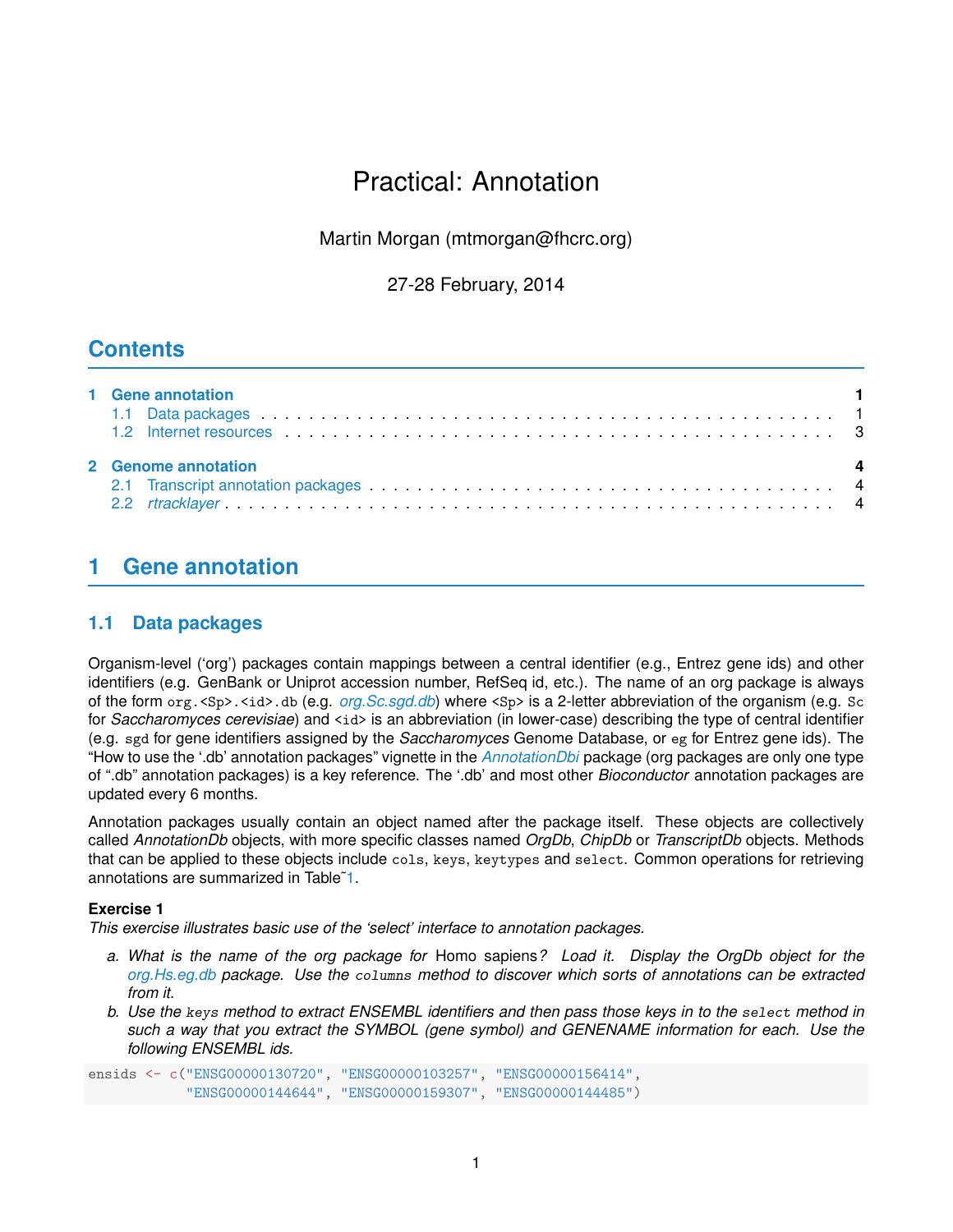# Practical: Annotation

Martin Morgan (mtmorgan@fhcrc.org)

27-28 February, 2014

## Contents

1 Gene annotation ..... 1
  1.1 Data packages ..... 1
  1.2 Internet resources ..... 3

2 Genome annotation ..... 4
  2.1 Transcript annotation packages ..... 4
  2.2 *rtracklayer* ..... 4

## 1 Gene annotation

### 1.1 Data packages

Organism-level ('org') packages contain mappings between a central identifier (e.g., Entrez gene ids) and other identifiers (e.g. GenBank or Uniprot accession number, RefSeq id, etc.). The name of an org package is always of the form `org.<Sp>.<id>.db` (e.g. *org.Sc.sgd.db*) where `<Sp>` is a 2-letter abbreviation of the organism (e.g. `Sc` for *Saccharomyces cerevisiae*) and `<id>` is an abbreviation (in lower-case) describing the type of central identifier (e.g. `sgd` for gene identifiers assigned by the *Saccharomyces* Genome Database, or `eg` for Entrez gene ids). The "How to use the '.db' annotation packages" vignette in the *AnnotationDbi* package (org packages are only one type of ".db" annotation packages) is a key reference. The '.db' and most other *Bioconductor* annotation packages are updated every 6 months.

Annotation packages usually contain an object named after the package itself. These objects are collectively called *AnnotationDb* objects, with more specific classes named *OrgDb*, *ChipDb* or *TranscriptDb* objects. Methods that can be applied to these objects include `cols`, `keys`, `keytypes` and `select`. Common operations for retrieving annotations are summarized in Table~1.

**Exercise 1**
*This exercise illustrates basic use of the 'select' interface to annotation packages.*

*a. What is the name of the org package for* Homo sapiens*? Load it. Display the OrgDb object for the org.Hs.eg.db package. Use the `columns` method to discover which sorts of annotations can be extracted from it.*

*b. Use the `keys` method to extract ENSEMBL identifiers and then pass those keys in to the `select` method in such a way that you extract the SYMBOL (gene symbol) and GENENAME information for each. Use the following ENSEMBL ids.*

```
ensids <- c("ENSG00000130720", "ENSG00000103257", "ENSG00000156414",
            "ENSG00000144644", "ENSG00000159307", "ENSG00000144485")
```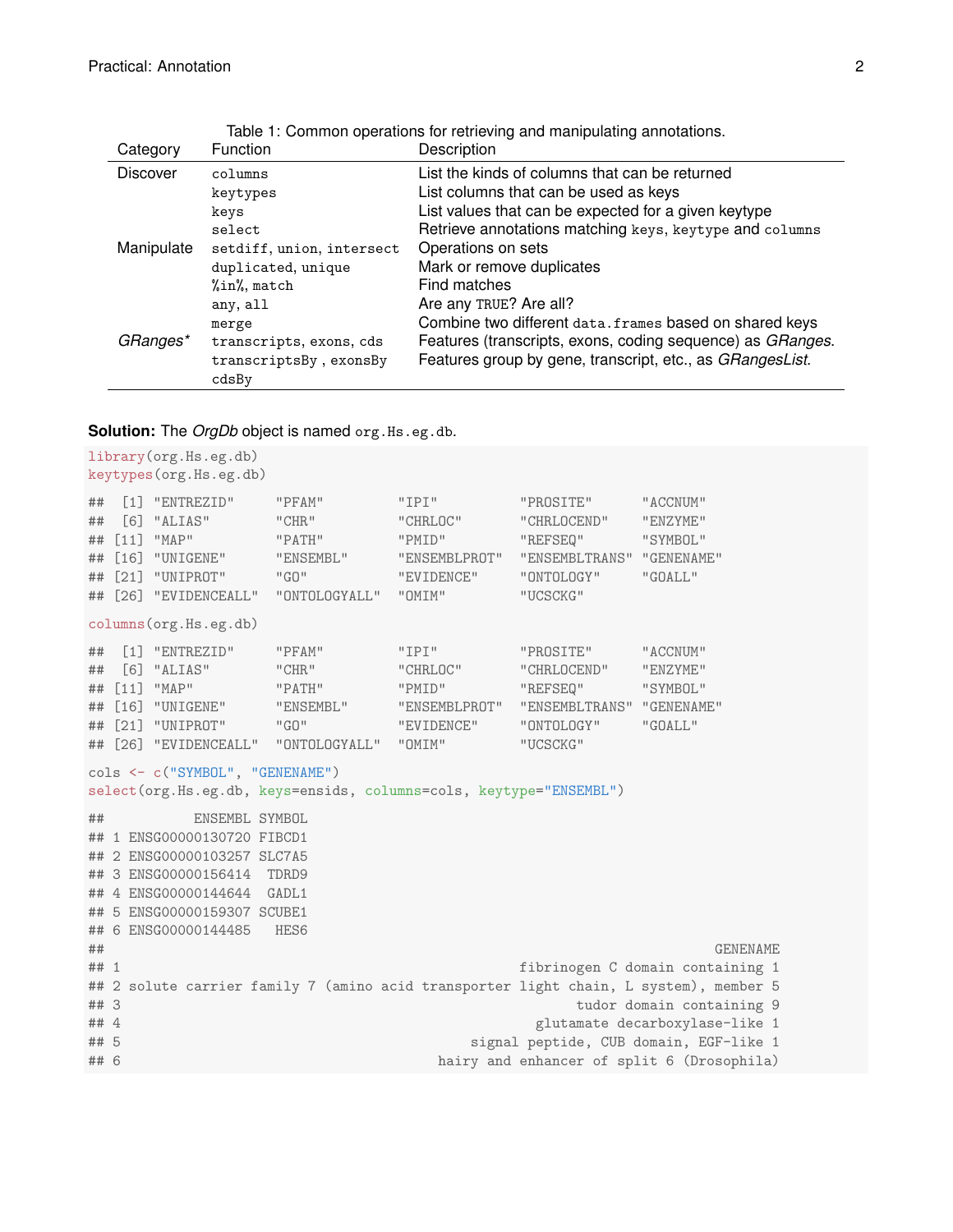Table 1: Common operations for retrieving and manipulating annotations.

| Category | Function | Description |
|---|---|---|
| Discover | `columns` | List the kinds of columns that can be returned |
| | `keytypes` | List columns that can be used as keys |
| | `keys` | List values that can be expected for a given keytype |
| | `select` | Retrieve annotations matching `keys`, `keytype` and `columns` |
| Manipulate | `setdiff`, `union`, `intersect` | Operations on sets |
| | `duplicated`, `unique` | Mark or remove duplicates |
| | `%in%`, `match` | Find matches |
| | `any`, `all` | Are any `TRUE`? Are all? |
| | `merge` | Combine two different `data.frames` based on shared keys |
| *GRanges** | `transcripts`, `exons`, `cds` | Features (transcripts, exons, coding sequence) as *GRanges*. |
| | `transcriptsBy` , `exonsBy` `cdsBy` | Features group by gene, transcript, etc., as *GRangesList*. |

**Solution:** The *OrgDb* object is named `org.Hs.eg.db`.

```
library(org.Hs.eg.db)
keytypes(org.Hs.eg.db)

##  [1] "ENTREZID"     "PFAM"         "IPI"          "PROSITE"      "ACCNUM"
##  [6] "ALIAS"        "CHR"          "CHRLOC"       "CHRLOCEND"    "ENZYME"
## [11] "MAP"          "PATH"         "PMID"         "REFSEQ"       "SYMBOL"
## [16] "UNIGENE"      "ENSEMBL"      "ENSEMBLPROT"  "ENSEMBLTRANS" "GENENAME"
## [21] "UNIPROT"      "GO"           "EVIDENCE"     "ONTOLOGY"     "GOALL"
## [26] "EVIDENCEALL"  "ONTOLOGYALL"  "OMIM"         "UCSCKG"

columns(org.Hs.eg.db)

##  [1] "ENTREZID"     "PFAM"         "IPI"          "PROSITE"      "ACCNUM"
##  [6] "ALIAS"        "CHR"          "CHRLOC"       "CHRLOCEND"    "ENZYME"
## [11] "MAP"          "PATH"         "PMID"         "REFSEQ"       "SYMBOL"
## [16] "UNIGENE"      "ENSEMBL"      "ENSEMBLPROT"  "ENSEMBLTRANS" "GENENAME"
## [21] "UNIPROT"      "GO"           "EVIDENCE"     "ONTOLOGY"     "GOALL"
## [26] "EVIDENCEALL"  "ONTOLOGYALL"  "OMIM"         "UCSCKG"

cols <- c("SYMBOL", "GENENAME")
select(org.Hs.eg.db, keys=ensids, columns=cols, keytype="ENSEMBL")

##           ENSEMBL SYMBOL
## 1 ENSG00000130720 FIBCD1
## 2 ENSG00000103257 SLC7A5
## 3 ENSG00000156414  TDRD9
## 4 ENSG00000144644  GADL1
## 5 ENSG00000159307 SCUBE1
## 6 ENSG00000144485   HES6
##                                                                        GENENAME
## 1                                              fibrinogen C domain containing 1
## 2 solute carrier family 7 (amino acid transporter light chain, L system), member 5
## 3                                                     tudor domain containing 9
## 4                                                 glutamate decarboxylase-like 1
## 5                                           signal peptide, CUB domain, EGF-like 1
## 6                                       hairy and enhancer of split 6 (Drosophila)
```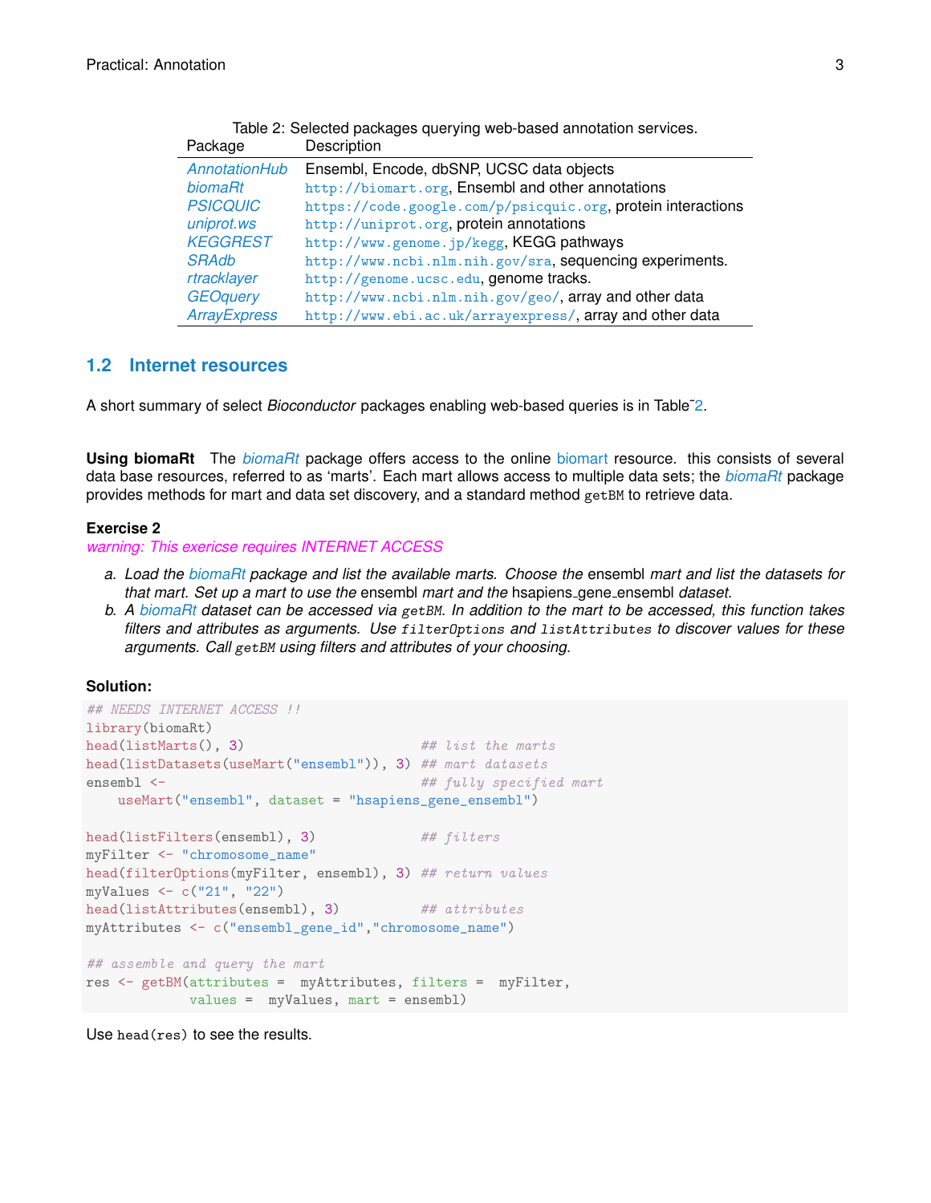Table 2: Selected packages querying web-based annotation services.

| Package | Description |
| --- | --- |
| *AnnotationHub* | Ensembl, Encode, dbSNP, UCSC data objects |
| *biomaRt* | `http://biomart.org`, Ensembl and other annotations |
| *PSICQUIC* | `https://code.google.com/p/psicquic.org`, protein interactions |
| *uniprot.ws* | `http://uniprot.org`, protein annotations |
| *KEGGREST* | `http://www.genome.jp/kegg`, KEGG pathways |
| *SRAdb* | `http://www.ncbi.nlm.nih.gov/sra`, sequencing experiments. |
| *rtracklayer* | `http://genome.ucsc.edu`, genome tracks. |
| *GEOquery* | `http://www.ncbi.nlm.nih.gov/geo/`, array and other data |
| *ArrayExpress* | `http://www.ebi.ac.uk/arrayexpress/`, array and other data |

## 1.2 Internet resources

A short summary of select *Bioconductor* packages enabling web-based queries is in Table˜2.

**Using biomaRt** The *biomaRt* package offers access to the online biomart resource. this consists of several data base resources, referred to as 'marts'. Each mart allows access to multiple data sets; the *biomaRt* package provides methods for mart and data set discovery, and a standard method `getBM` to retrieve data.

**Exercise 2**

*warning: This exericse requires INTERNET ACCESS*

a. *Load the biomaRt package and list the available marts. Choose the* ensembl *mart and list the datasets for that mart. Set up a mart to use the* ensembl *mart and the* hsapiens_gene_ensembl *dataset.*
b. *A biomaRt dataset can be accessed via `getBM`. In addition to the mart to be accessed, this function takes filters and attributes as arguments. Use `filterOptions` and `listAttributes` to discover values for these arguments. Call `getBM` using filters and attributes of your choosing.*

**Solution:**

```
## NEEDS INTERNET ACCESS !!
library(biomaRt)
head(listMarts(), 3)                       ## list the marts
head(listDatasets(useMart("ensembl")), 3) ## mart datasets
ensembl <-                                 ## fully specified mart
    useMart("ensembl", dataset = "hsapiens_gene_ensembl")

head(listFilters(ensembl), 3)             ## filters
myFilter <- "chromosome_name"
head(filterOptions(myFilter, ensembl), 3) ## return values
myValues <- c("21", "22")
head(listAttributes(ensembl), 3)          ## attributes
myAttributes <- c("ensembl_gene_id","chromosome_name")

## assemble and query the mart
res <- getBM(attributes =  myAttributes, filters =  myFilter,
             values =  myValues, mart = ensembl)
```

Use `head(res)` to see the results.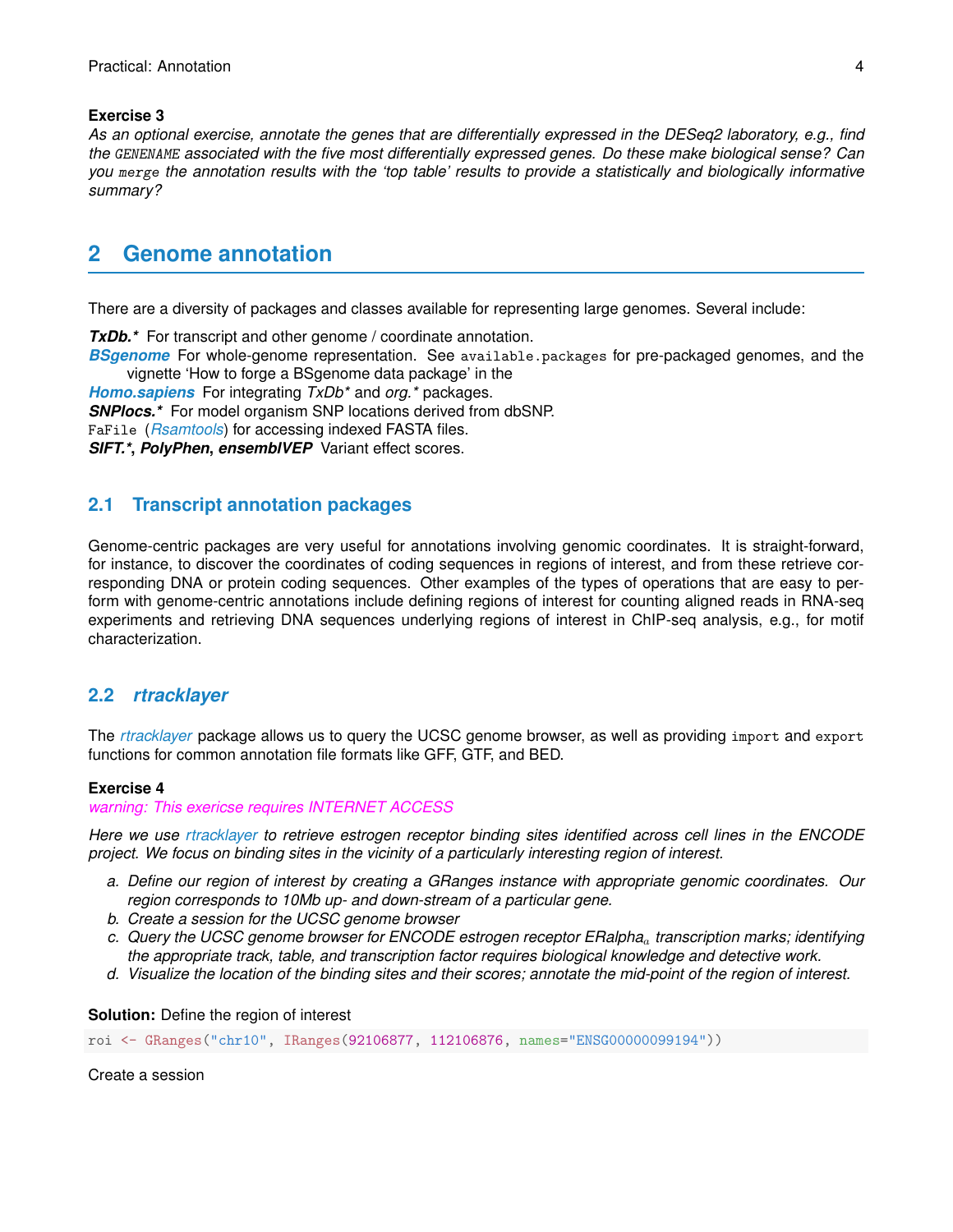**Exercise 3**

*As an optional exercise, annotate the genes that are differentially expressed in the DESeq2 laboratory, e.g., find the `GENENAME` associated with the five most differentially expressed genes. Do these make biological sense? Can you `merge` the annotation results with the 'top table' results to provide a statistically and biologically informative summary?*

## 2 Genome annotation

There are a diversity of packages and classes available for representing large genomes. Several include:

***TxDb.**** For transcript and other genome / coordinate annotation.

***BSgenome*** For whole-genome representation. See `available.packages` for pre-packaged genomes, and the vignette 'How to forge a BSgenome data package' in the

***Homo.sapiens*** For integrating *TxDb** and *org.** packages.

***SNPlocs.**** For model organism SNP locations derived from dbSNP.

`FaFile` (*Rsamtools*) for accessing indexed FASTA files.

***SIFT.****, ***PolyPhen***, ***ensemblVEP*** Variant effect scores.

### 2.1 Transcript annotation packages

Genome-centric packages are very useful for annotations involving genomic coordinates. It is straight-forward, for instance, to discover the coordinates of coding sequences in regions of interest, and from these retrieve corresponding DNA or protein coding sequences. Other examples of the types of operations that are easy to perform with genome-centric annotations include defining regions of interest for counting aligned reads in RNA-seq experiments and retrieving DNA sequences underlying regions of interest in ChIP-seq analysis, e.g., for motif characterization.

### 2.2 *rtracklayer*

The *rtracklayer* package allows us to query the UCSC genome browser, as well as providing `import` and `export` functions for common annotation file formats like GFF, GTF, and BED.

**Exercise 4**

*warning: This exericse requires INTERNET ACCESS*

*Here we use rtracklayer to retrieve estrogen receptor binding sites identified across cell lines in the ENCODE project. We focus on binding sites in the vicinity of a particularly interesting region of interest.*

a. *Define our region of interest by creating a GRanges instance with appropriate genomic coordinates. Our region corresponds to 10Mb up- and down-stream of a particular gene.*
b. *Create a session for the UCSC genome browser*
c. *Query the UCSC genome browser for ENCODE estrogen receptor ERalpha$_a$ transcription marks; identifying the appropriate track, table, and transcription factor requires biological knowledge and detective work.*
d. *Visualize the location of the binding sites and their scores; annotate the mid-point of the region of interest.*

**Solution:** Define the region of interest

```
roi <- GRanges("chr10", IRanges(92106877, 112106876, names="ENSG00000099194"))
```

Create a session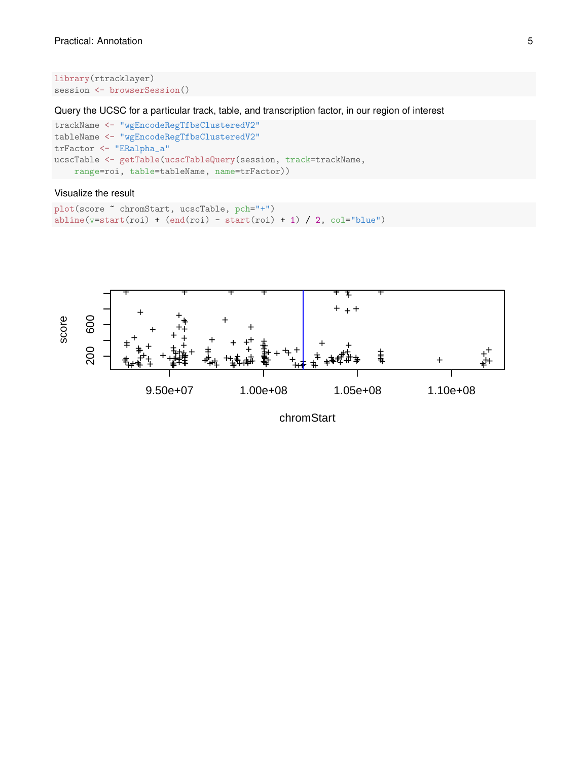```
library(rtracklayer)
session <- browserSession()
```

Query the UCSC for a particular track, table, and transcription factor, in our region of interest

```
trackName <- "wgEncodeRegTfbsClusteredV2"
tableName <- "wgEncodeRegTfbsClusteredV2"
trFactor <- "ERalpha_a"
ucscTable <- getTable(ucscTableQuery(session, track=trackName,
    range=roi, table=tableName, name=trFactor))
```

Visualize the result

```
plot(score ~ chromStart, ucscTable, pch="+")
abline(v=start(roi) + (end(roi) - start(roi) + 1) / 2, col="blue")
```

score

200

600

9.50e+07

1.00e+08

1.05e+08

1.10e+08

chromStart